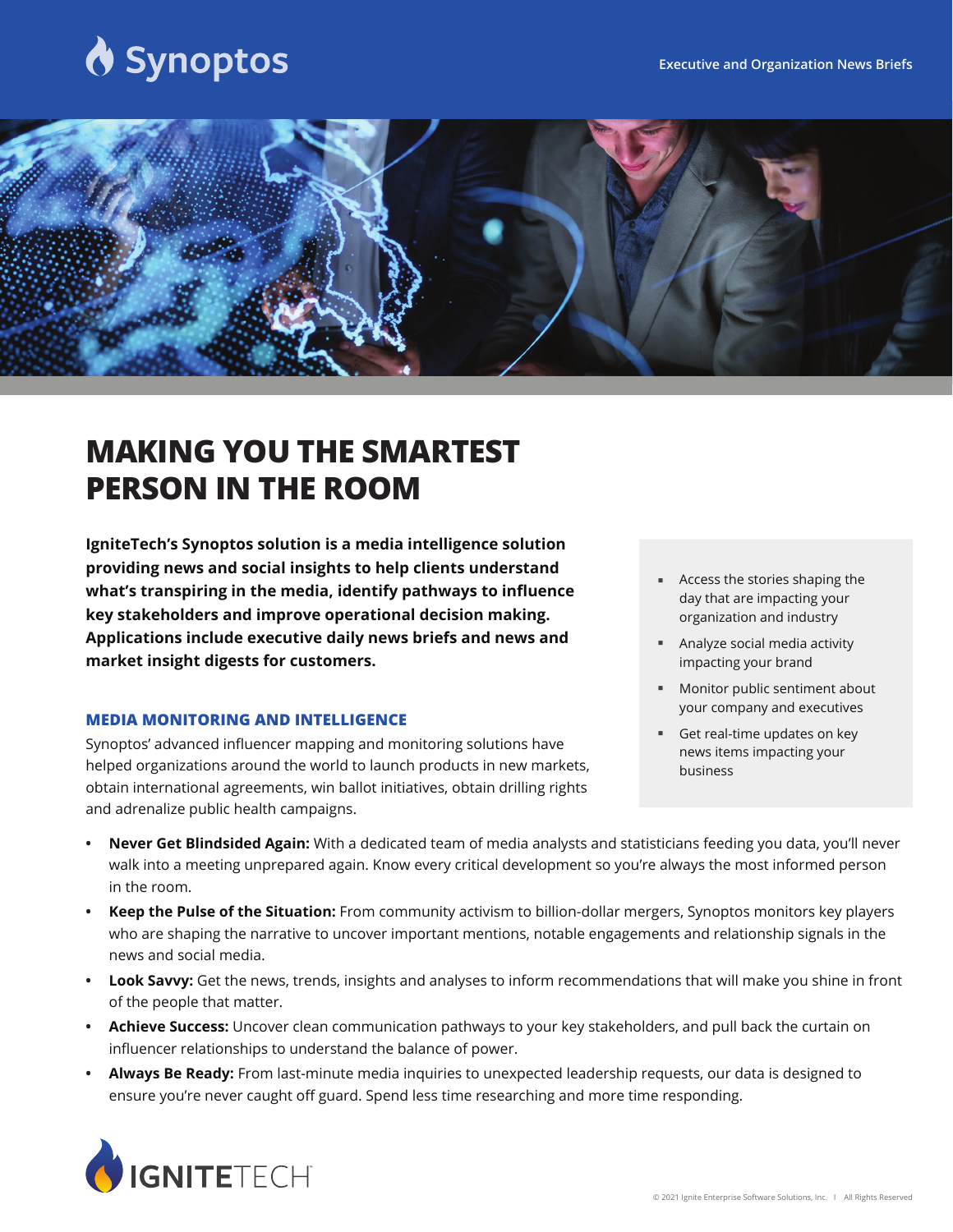Synoptos

Executive and Organization News Briefs

# MAKING YOU THE SMARTEST PERSON IN THE ROOM

**IgniteTech's Synoptos solution is a media intelligence solution providing news and social insights to help clients understand what's transpiring in the media, identify pathways to influence key stakeholders and improve operational decision making. Applications include executive daily news briefs and news and market insight digests for customers.**

- Access the stories shaping the day that are impacting your organization and industry
- Analyze social media activity impacting your brand
- Monitor public sentiment about your company and executives
- Get real-time updates on key news items impacting your business

## MEDIA MONITORING AND INTELLIGENCE

Synoptos' advanced influencer mapping and monitoring solutions have helped organizations around the world to launch products in new markets, obtain international agreements, win ballot initiatives, obtain drilling rights and adrenalize public health campaigns.

- **Never Get Blindsided Again:** With a dedicated team of media analysts and statisticians feeding you data, you'll never walk into a meeting unprepared again. Know every critical development so you're always the most informed person in the room.
- **Keep the Pulse of the Situation:** From community activism to billion-dollar mergers, Synoptos monitors key players who are shaping the narrative to uncover important mentions, notable engagements and relationship signals in the news and social media.
- **Look Savvy:** Get the news, trends, insights and analyses to inform recommendations that will make you shine in front of the people that matter.
- **Achieve Success:** Uncover clean communication pathways to your key stakeholders, and pull back the curtain on influencer relationships to understand the balance of power.
- **Always Be Ready:** From last-minute media inquiries to unexpected leadership requests, our data is designed to ensure you're never caught off guard. Spend less time researching and more time responding.

IGNITETECH

© 2021 Ignite Enterprise Software Solutions, Inc. | All Rights Reserved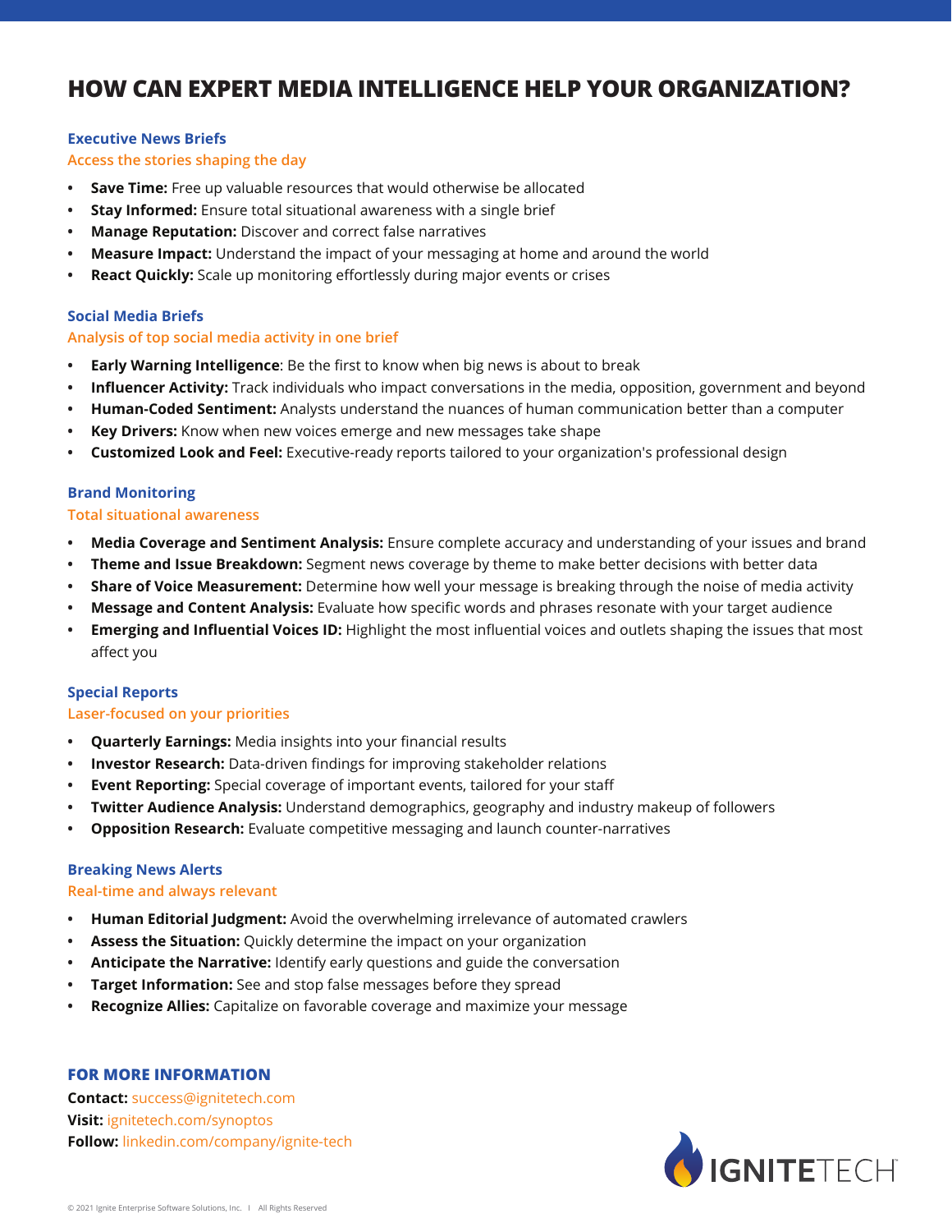# HOW CAN EXPERT MEDIA INTELLIGENCE HELP YOUR ORGANIZATION?

### Executive News Briefs

Access the stories shaping the day

- **Save Time:** Free up valuable resources that would otherwise be allocated
- **Stay Informed:** Ensure total situational awareness with a single brief
- **Manage Reputation:** Discover and correct false narratives
- **Measure Impact:** Understand the impact of your messaging at home and around the world
- **React Quickly:** Scale up monitoring effortlessly during major events or crises

### Social Media Briefs

Analysis of top social media activity in one brief

- **Early Warning Intelligence**: Be the first to know when big news is about to break
- **Influencer Activity:** Track individuals who impact conversations in the media, opposition, government and beyond
- **Human-Coded Sentiment:** Analysts understand the nuances of human communication better than a computer
- **Key Drivers:** Know when new voices emerge and new messages take shape
- **Customized Look and Feel:** Executive-ready reports tailored to your organization's professional design

### Brand Monitoring

Total situational awareness

- **Media Coverage and Sentiment Analysis:** Ensure complete accuracy and understanding of your issues and brand
- **Theme and Issue Breakdown:** Segment news coverage by theme to make better decisions with better data
- **Share of Voice Measurement:** Determine how well your message is breaking through the noise of media activity
- **Message and Content Analysis:** Evaluate how specific words and phrases resonate with your target audience
- **Emerging and Influential Voices ID:** Highlight the most influential voices and outlets shaping the issues that most affect you

### Special Reports

Laser-focused on your priorities

- **Quarterly Earnings:** Media insights into your financial results
- **Investor Research:** Data-driven findings for improving stakeholder relations
- **Event Reporting:** Special coverage of important events, tailored for your staff
- **Twitter Audience Analysis:** Understand demographics, geography and industry makeup of followers
- **Opposition Research:** Evaluate competitive messaging and launch counter-narratives

### Breaking News Alerts

Real-time and always relevant

- **Human Editorial Judgment:** Avoid the overwhelming irrelevance of automated crawlers
- **Assess the Situation:** Quickly determine the impact on your organization
- **Anticipate the Narrative:** Identify early questions and guide the conversation
- **Target Information:** See and stop false messages before they spread
- **Recognize Allies:** Capitalize on favorable coverage and maximize your message

### FOR MORE INFORMATION

**Contact:** success@ignitetech.com
**Visit:** ignitetech.com/synoptos
**Follow:** linkedin.com/company/ignite-tech

IGNITETECH

© 2021 Ignite Enterprise Software Solutions, Inc. | All Rights Reserved